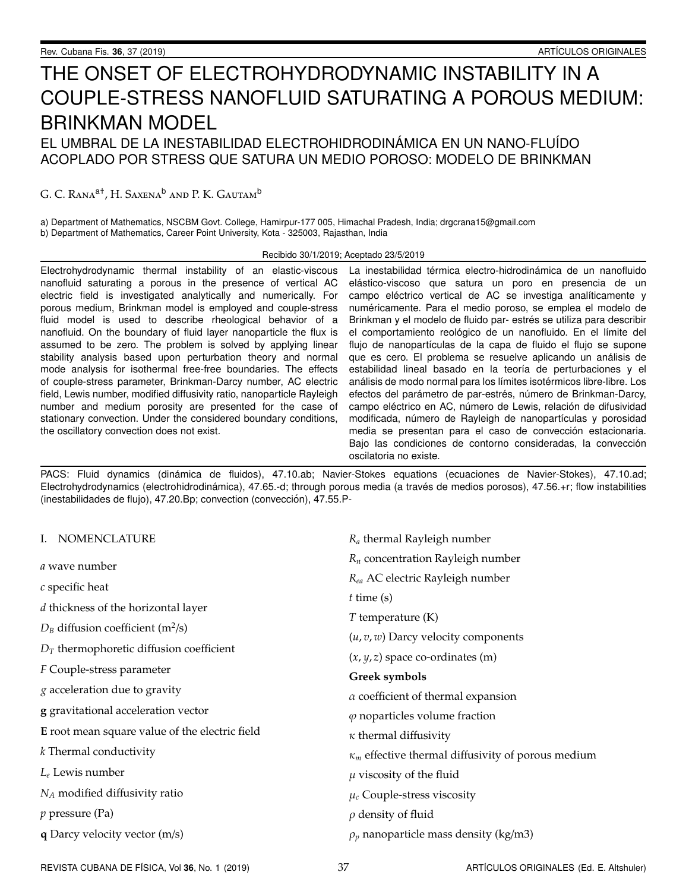# THE ONSET OF ELECTROHYDRODYNAMIC INSTABILITY IN A COUPLE-STRESS NANOFLUID SATURATING A POROUS MEDIUM: BRINKMAN MODEL

## EL UMBRAL DE LA INESTABILIDAD ELECTROHIDRODINÁMICA EN UN NANO-FLUÍDO ACOPLADO POR STRESS QUE SATURA UN MEDIO POROSO: MODELO DE BRINKMAN

G. C. Rana[a†], H. Saxena[b] and P. K. Gautam[b]

a) Department of Mathematics, NSCBM Govt. College, Hamirpur-177 005, Himachal Pradesh, India; drgcrana15@gmail.com
b) Department of Mathematics, Career Point University, Kota - 325003, Rajasthan, India

Recibido 30/1/2019; Aceptado 23/5/2019

Electrohydrodynamic thermal instability of an elastic-viscous nanofluid saturating a porous in the presence of vertical AC electric field is investigated analytically and numerically. For porous medium, Brinkman model is employed and couple-stress fluid model is used to describe rheological behavior of a nanofluid. On the boundary of fluid layer nanoparticle the flux is assumed to be zero. The problem is solved by applying linear stability analysis based upon perturbation theory and normal mode analysis for isothermal free-free boundaries. The effects of couple-stress parameter, Brinkman-Darcy number, AC electric field, Lewis number, modified diffusivity ratio, nanoparticle Rayleigh number and medium porosity are presented for the case of stationary convection. Under the considered boundary conditions, the oscillatory convection does not exist.

La inestabilidad térmica electro-hidrodinámica de un nanofluido elástico-viscoso que satura un poro en presencia de un campo eléctrico vertical de AC se investiga analíticamente y numéricamente. Para el medio poroso, se emplea el modelo de Brinkman y el modelo de fluido par- estrés se utiliza para describir el comportamiento reológico de un nanofluido. En el límite del flujo de nanopartículas de la capa de fluido el flujo se supone que es cero. El problema se resuelve aplicando un análisis de estabilidad lineal basado en la teoría de perturbaciones y el análisis de modo normal para los límites isotérmicos libre-libre. Los efectos del parámetro de par-estrés, número de Brinkman-Darcy, campo eléctrico en AC, número de Lewis, relación de difusividad modificada, número de Rayleigh de nanopartículas y porosidad media se presentan para el caso de convección estacionaria. Bajo las condiciones de contorno consideradas, la convección oscilatoria no existe.

PACS: Fluid dynamics (dinámica de fluidos), 47.10.ab; Navier-Stokes equations (ecuaciones de Navier-Stokes), 47.10.ad; Electrohydrodynamics (electrohidrodinámica), 47.65.-d; through porous media (a través de medios porosos), 47.56.+r; flow instabilities (inestabilidades de flujo), 47.20.Bp; convection (convección), 47.55.P-

## I. NOMENCLATURE

$a$ wave number

$c$ specific heat

$d$ thickness of the horizontal layer

$D_B$ diffusion coefficient (m$^2$/s)

$D_T$ thermophoretic diffusion coefficient

$F$ Couple-stress parameter

$g$ acceleration due to gravity

$\mathbf{g}$ gravitational acceleration vector

$\mathbf{E}$ root mean square value of the electric field

$k$ Thermal conductivity

$L_e$ Lewis number

$N_A$ modified diffusivity ratio

$p$ pressure (Pa)

$\mathbf{q}$ Darcy velocity vector (m/s)

$R_a$ thermal Rayleigh number

$R_n$ concentration Rayleigh number

$R_{ea}$ AC electric Rayleigh number

$t$ time (s)

$T$ temperature (K)

$(u, v, w)$ Darcy velocity components

$(x, y, z)$ space co-ordinates (m)

**Greek symbols**

$\alpha$ coefficient of thermal expansion

$\varphi$ noparticles volume fraction

$\kappa$ thermal diffusivity

$\kappa_m$ effective thermal diffusivity of porous medium

$\mu$ viscosity of the fluid

$\mu_c$ Couple-stress viscosity

$\rho$ density of fluid

$\rho_p$ nanoparticle mass density (kg/m3)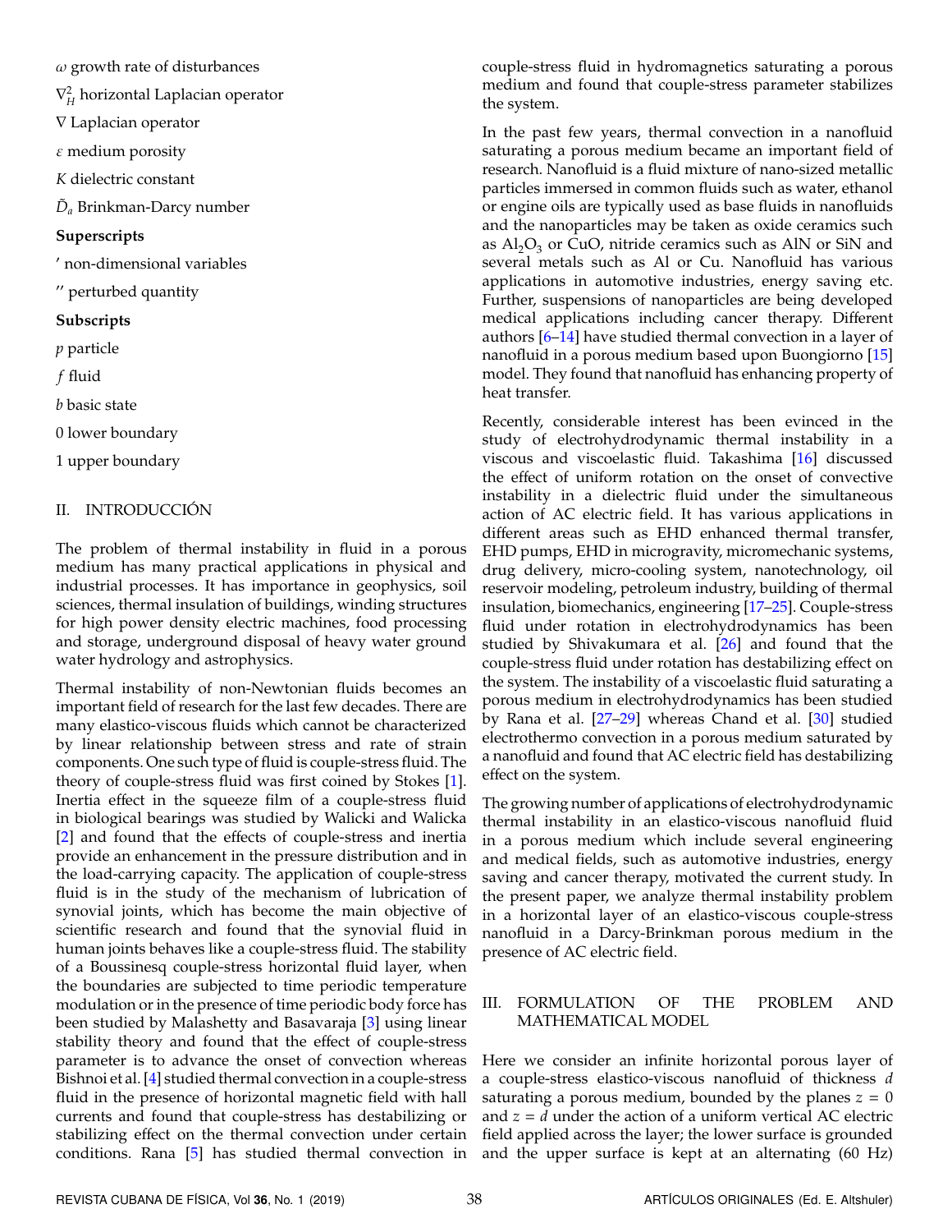$\omega$ growth rate of disturbances

$\nabla_H^2$ horizontal Laplacian operator

$\nabla$ Laplacian operator

$\varepsilon$ medium porosity

$K$ dielectric constant

$\tilde{D}_a$ Brinkman-Darcy number

**Superscripts**

$'$ non-dimensional variables

$''$ perturbed quantity

**Subscripts**

$p$ particle

$f$ fluid

$b$ basic state

0 lower boundary

1 upper boundary

## II. INTRODUCCIÓN

The problem of thermal instability in fluid in a porous medium has many practical applications in physical and industrial processes. It has importance in geophysics, soil sciences, thermal insulation of buildings, winding structures for high power density electric machines, food processing and storage, underground disposal of heavy water ground water hydrology and astrophysics.

Thermal instability of non-Newtonian fluids becomes an important field of research for the last few decades. There are many elastico-viscous fluids which cannot be characterized by linear relationship between stress and rate of strain components. One such type of fluid is couple-stress fluid. The theory of couple-stress fluid was first coined by Stokes [1]. Inertia effect in the squeeze film of a couple-stress fluid in biological bearings was studied by Walicki and Walicka [2] and found that the effects of couple-stress and inertia provide an enhancement in the pressure distribution and in the load-carrying capacity. The application of couple-stress fluid is in the study of the mechanism of lubrication of synovial joints, which has become the main objective of scientific research and found that the synovial fluid in human joints behaves like a couple-stress fluid. The stability of a Boussinesq couple-stress horizontal fluid layer, when the boundaries are subjected to time periodic temperature modulation or in the presence of time periodic body force has been studied by Malashetty and Basavaraja [3] using linear stability theory and found that the effect of couple-stress parameter is to advance the onset of convection whereas Bishnoi et al. [4] studied thermal convection in a couple-stress fluid in the presence of horizontal magnetic field with hall currents and found that couple-stress has destabilizing or stabilizing effect on the thermal convection under certain conditions. Rana [5] has studied thermal convection in couple-stress fluid in hydromagnetics saturating a porous medium and found that couple-stress parameter stabilizes the system.

In the past few years, thermal convection in a nanofluid saturating a porous medium became an important field of research. Nanofluid is a fluid mixture of nano-sized metallic particles immersed in common fluids such as water, ethanol or engine oils are typically used as base fluids in nanofluids and the nanoparticles may be taken as oxide ceramics such as $Al_2O_3$ or CuO, nitride ceramics such as AlN or SiN and several metals such as Al or Cu. Nanofluid has various applications in automotive industries, energy saving etc. Further, suspensions of nanoparticles are being developed medical applications including cancer therapy. Different authors [6–14] have studied thermal convection in a layer of nanofluid in a porous medium based upon Buongiorno [15] model. They found that nanofluid has enhancing property of heat transfer.

Recently, considerable interest has been evinced in the study of electrohydrodynamic thermal instability in a viscous and viscoelastic fluid. Takashima [16] discussed the effect of uniform rotation on the onset of convective instability in a dielectric fluid under the simultaneous action of AC electric field. It has various applications in different areas such as EHD enhanced thermal transfer, EHD pumps, EHD in microgravity, micromechanic systems, drug delivery, micro-cooling system, nanotechnology, oil reservoir modeling, petroleum industry, building of thermal insulation, biomechanics, engineering [17–25]. Couple-stress fluid under rotation in electrohydrodynamics has been studied by Shivakumara et al. [26] and found that the couple-stress fluid under rotation has destabilizing effect on the system. The instability of a viscoelastic fluid saturating a porous medium in electrohydrodynamics has been studied by Rana et al. [27–29] whereas Chand et al. [30] studied electrothermo convection in a porous medium saturated by a nanofluid and found that AC electric field has destabilizing effect on the system.

The growing number of applications of electrohydrodynamic thermal instability in an elastico-viscous nanofluid fluid in a porous medium which include several engineering and medical fields, such as automotive industries, energy saving and cancer therapy, motivated the current study. In the present paper, we analyze thermal instability problem in a horizontal layer of an elastico-viscous couple-stress nanofluid in a Darcy-Brinkman porous medium in the presence of AC electric field.

## III. FORMULATION OF THE PROBLEM AND MATHEMATICAL MODEL

Here we consider an infinite horizontal porous layer of a couple-stress elastico-viscous nanofluid of thickness $d$ saturating a porous medium, bounded by the planes $z = 0$ and $z = d$ under the action of a uniform vertical AC electric field applied across the layer; the lower surface is grounded and the upper surface is kept at an alternating (60 Hz)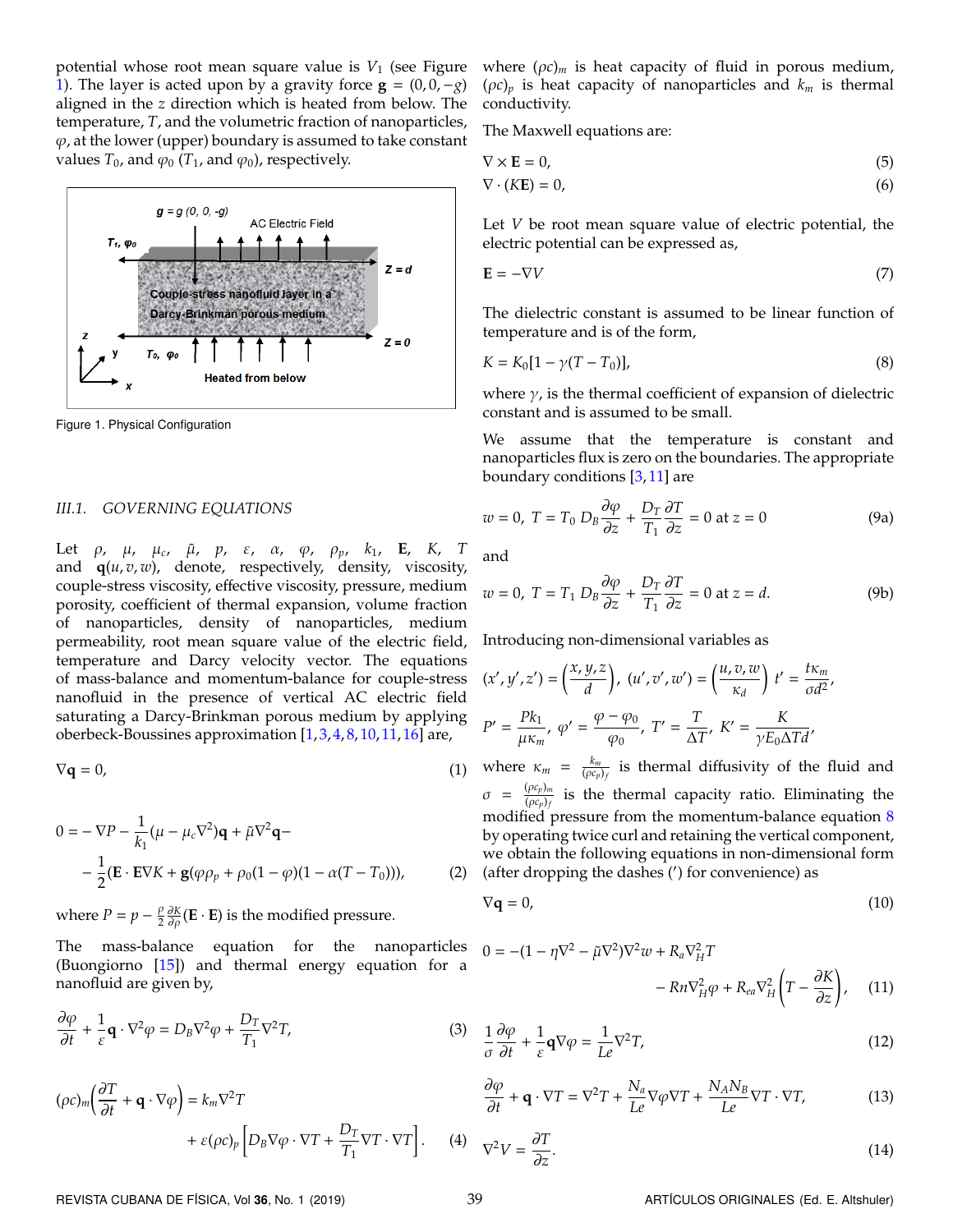potential whose root mean square value is $V_1$ (see Figure 1). The layer is acted upon by a gravity force $\mathbf{g} = (0, 0, -g)$ aligned in the $z$ direction which is heated from below. The temperature, $T$, and the volumetric fraction of nanoparticles, $\varphi$, at the lower (upper) boundary is assumed to take constant values $T_0$, and $\varphi_0$ ($T_1$, and $\varphi_0$), respectively.

Figure 1. Physical Configuration

### III.1. GOVERNING EQUATIONS

Let $\rho$, $\mu$, $\mu_c$, $\tilde{\mu}$, $p$, $\varepsilon$, $\alpha$, $\varphi$, $\rho_p$, $k_1$, $\mathbf{E}$, $K$, $T$ and $\mathbf{q}(u, v, w)$, denote, respectively, density, viscosity, couple-stress viscosity, effective viscosity, pressure, medium porosity, coefficient of thermal expansion, volume fraction of nanoparticles, density of nanoparticles, medium permeability, root mean square value of the electric field, temperature and Darcy velocity vector. The equations of mass-balance and momentum-balance for couple-stress nanofluid in the presence of vertical AC electric field saturating a Darcy-Brinkman porous medium by applying oberbeck-Boussines approximation [1,3,4,8,10,11,16] are,

$$\nabla \mathbf{q} = 0, \tag{1}$$

$$0 = -\nabla P - \frac{1}{k_1}(\mu - \mu_c \nabla^2)\mathbf{q} + \tilde{\mu}\nabla^2 \mathbf{q} - \\ - \frac{1}{2}(\mathbf{E}\cdot\mathbf{E}\nabla K + \mathbf{g}(\varphi\rho_p + \rho_0(1-\varphi)(1-\alpha(T-T_0))), \tag{2}$$

where $P = p - \frac{\rho}{2}\frac{\partial K}{\partial \rho}(\mathbf{E}\cdot\mathbf{E})$ is the modified pressure.

The mass-balance equation for the nanoparticles (Buongiorno [15]) and thermal energy equation for a nanofluid are given by,

$$\frac{\partial \varphi}{\partial t} + \frac{1}{\varepsilon}\mathbf{q}\cdot\nabla^2\varphi = D_B \nabla^2\varphi + \frac{D_T}{T_1}\nabla^2 T, \tag{3}$$

$$(\rho c)_m\left(\frac{\partial T}{\partial t} + \mathbf{q}\cdot\nabla\varphi\right) = k_m \nabla^2 T \\ + \varepsilon(\rho c)_p\left[D_B \nabla\varphi\cdot\nabla T + \frac{D_T}{T_1}\nabla T\cdot\nabla T\right]. \tag{4}$$

where $(\rho c)_m$ is heat capacity of fluid in porous medium, $(\rho c)_p$ is heat capacity of nanoparticles and $k_m$ is thermal conductivity.

The Maxwell equations are:

$$\nabla \times \mathbf{E} = 0, \tag{5}$$

$$\nabla \cdot (K\mathbf{E}) = 0, \tag{6}$$

Let $V$ be root mean square value of electric potential, the electric potential can be expressed as,

$$\mathbf{E} = -\nabla V \tag{7}$$

The dielectric constant is assumed to be linear function of temperature and is of the form,

$$K = K_0[1 - \gamma(T - T_0)], \tag{8}$$

where $\gamma$, is the thermal coefficient of expansion of dielectric constant and is assumed to be small.

We assume that the temperature is constant and nanoparticles flux is zero on the boundaries. The appropriate boundary conditions [3,11] are

$$w = 0,\ T = T_0\ D_B\frac{\partial\varphi}{\partial z} + \frac{D_T}{T_1}\frac{\partial T}{\partial z} = 0 \text{ at } z = 0 \tag{9a}$$

and

$$w = 0,\ T = T_1\ D_B\frac{\partial\varphi}{\partial z} + \frac{D_T}{T_1}\frac{\partial T}{\partial z} = 0 \text{ at } z = d. \tag{9b}$$

Introducing non-dimensional variables as

$$(x', y', z') = \left(\frac{x, y, z}{d}\right),\ (u', v', w') = \left(\frac{u, v, w}{\kappa_d}\right)\ t' = \frac{t\kappa_m}{\sigma d^2},$$

$$P' = \frac{Pk_1}{\mu\kappa_m},\ \varphi' = \frac{\varphi - \varphi_0}{\varphi_0},\ T' = \frac{T}{\Delta T},\ K' = \frac{K}{\gamma E_0 \Delta T d},$$

where $\kappa_m = \frac{k_m}{(\rho c_p)_f}$ is thermal diffusivity of the fluid and $\sigma = \frac{(\rho c_p)_m}{(\rho c_p)_f}$ is the thermal capacity ratio. Eliminating the modified pressure from the momentum-balance equation 8 by operating twice curl and retaining the vertical component, we obtain the following equations in non-dimensional form (after dropping the dashes (′) for convenience) as

$$\nabla \mathbf{q} = 0, \tag{10}$$

$$0 = -(1 - \eta\nabla^2 - \tilde{\mu}\nabla^2)\nabla^2 w + R_a \nabla_H^2 T \\ - Rn\nabla_H^2\varphi + R_{ea}\nabla_H^2\left(T - \frac{\partial K}{\partial z}\right), \tag{11}$$

$$\frac{1}{\sigma}\frac{\partial\varphi}{\partial t} + \frac{1}{\varepsilon}\mathbf{q}\nabla\varphi = \frac{1}{Le}\nabla^2 T, \tag{12}$$

$$\frac{\partial\varphi}{\partial t} + \mathbf{q}\cdot\nabla T = \nabla^2 T + \frac{N_a}{Le}\nabla\varphi\nabla T + \frac{N_A N_B}{Le}\nabla T\cdot\nabla T, \tag{13}$$

$$\nabla^2 V = \frac{\partial T}{\partial z}. \tag{14}$$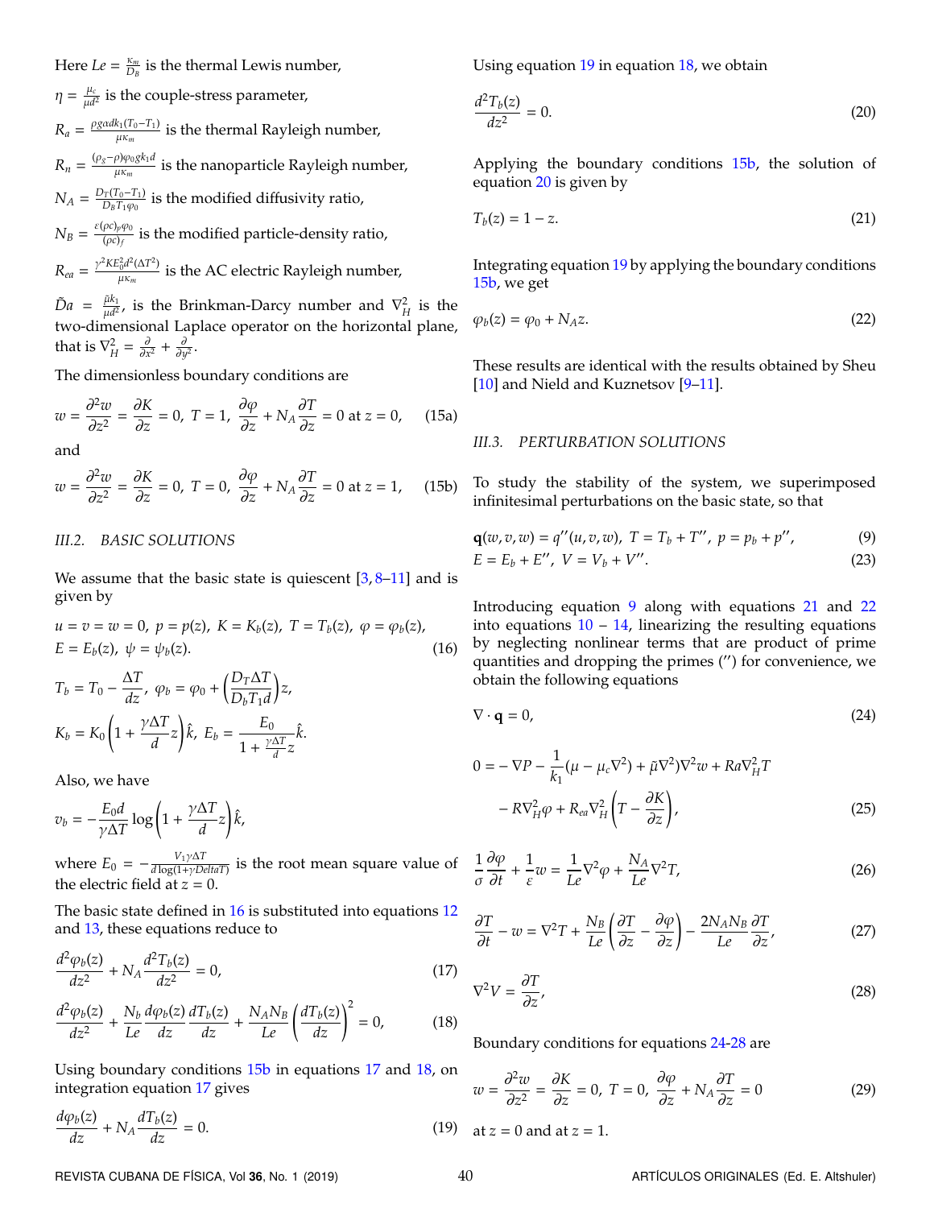Here $Le = \frac{\kappa_m}{D_B}$ is the thermal Lewis number,

$\eta = \frac{\mu_c}{\mu d^2}$ is the couple-stress parameter,

$R_a = \frac{\rho g \alpha d k_1 (T_0 - T_1)}{\mu \kappa_m}$ is the thermal Rayleigh number,

$R_n = \frac{(\rho_g - \rho)\varphi_0 g k_1 d}{\mu \kappa_m}$ is the nanoparticle Rayleigh number,

$N_A = \frac{D_T (T_0 - T_1)}{D_B T_1 \varphi_0}$ is the modified diffusivity ratio,

$N_B = \frac{\varepsilon (\rho c)_p \varphi_0}{(\rho c)_f}$ is the modified particle-density ratio,

$R_{ea} = \frac{\gamma^2 K E_0^2 d^2 (\Delta T^2)}{\mu \kappa_m}$ is the AC electric Rayleigh number,

$\tilde{D}a = \frac{\tilde{\mu} k_1}{\mu d^2}$, is the Brinkman-Darcy number and $\nabla_H^2$ is the two-dimensional Laplace operator on the horizontal plane, that is $\nabla_H^2 = \frac{\partial}{\partial x^2} + \frac{\partial}{\partial y^2}$.

The dimensionless boundary conditions are

$$w = \frac{\partial^2 w}{\partial z^2} = \frac{\partial K}{\partial z} = 0,\ T = 1,\ \frac{\partial \varphi}{\partial z} + N_A \frac{\partial T}{\partial z} = 0 \text{ at } z = 0, \tag{15a}$$

and

$$w = \frac{\partial^2 w}{\partial z^2} = \frac{\partial K}{\partial z} = 0,\ T = 0,\ \frac{\partial \varphi}{\partial z} + N_A \frac{\partial T}{\partial z} = 0 \text{ at } z = 1, \tag{15b}$$

### III.2. BASIC SOLUTIONS

We assume that the basic state is quiescent [3, 8–11] and is given by

$$u = v = w = 0,\ p = p(z),\ K = K_b(z),\ T = T_b(z),\ \varphi = \varphi_b(z),$$
$$E = E_b(z),\ \psi = \psi_b(z). \tag{16}$$

$$T_b = T_0 - \frac{\Delta T}{dz},\ \varphi_b = \varphi_0 + \left(\frac{D_T \Delta T}{D_b T_1 d}\right) z,$$

$$K_b = K_0 \left(1 + \frac{\gamma \Delta T}{d} z\right) \hat{k},\ E_b = \frac{E_0}{1 + \frac{\gamma \Delta T}{d} z} \hat{k}.$$

Also, we have

$$v_b = -\frac{E_0 d}{\gamma \Delta T} \log\left(1 + \frac{\gamma \Delta T}{d} z\right) \hat{k},$$

where $E_0 = -\frac{V_1 \gamma \Delta T}{d \log(1 + \gamma DeltaT)}$ is the root mean square value of the electric field at $z = 0$.

The basic state defined in 16 is substituted into equations 12 and 13, these equations reduce to

$$\frac{d^2 \varphi_b(z)}{dz^2} + N_A \frac{d^2 T_b(z)}{dz^2} = 0, \tag{17}$$

$$\frac{d^2 \varphi_b(z)}{dz^2} + \frac{N_b}{Le} \frac{d\varphi_b(z)}{dz} \frac{dT_b(z)}{dz} + \frac{N_A N_B}{Le} \left(\frac{dT_b(z)}{dz}\right)^2 = 0, \tag{18}$$

Using boundary conditions 15b in equations 17 and 18, on integration equation 17 gives

$$\frac{d\varphi_b(z)}{dz} + N_A \frac{dT_b(z)}{dz} = 0. \tag{19}$$

Using equation 19 in equation 18, we obtain

$$\frac{d^2 T_b(z)}{dz^2} = 0. \tag{20}$$

Applying the boundary conditions 15b, the solution of equation 20 is given by

$$T_b(z) = 1 - z. \tag{21}$$

Integrating equation 19 by applying the boundary conditions 15b, we get

$$\varphi_b(z) = \varphi_0 + N_A z. \tag{22}$$

These results are identical with the results obtained by Sheu [10] and Nield and Kuznetsov [9–11].

### III.3. PERTURBATION SOLUTIONS

To study the stability of the system, we superimposed infinitesimal perturbations on the basic state, so that

$$\mathbf{q}(w, v, w) = q''(u, v, w),\ T = T_b + T'',\ p = p_b + p'', \tag{9}$$
$$E = E_b + E'',\ V = V_b + V''. \tag{23}$$

Introducing equation 9 along with equations 21 and 22 into equations 10 – 14, linearizing the resulting equations by neglecting nonlinear terms that are product of prime quantities and dropping the primes ('') for convenience, we obtain the following equations

$$\nabla \cdot \mathbf{q} = 0, \tag{24}$$

$$0 = -\nabla P - \frac{1}{k_1}(\mu - \mu_c \nabla^2) + \tilde{\mu}\nabla^2)\nabla^2 w + Ra \nabla_H^2 T$$
$$- R \nabla_H^2 \varphi + R_{ea} \nabla_H^2 \left(T - \frac{\partial K}{\partial z}\right), \tag{25}$$

$$\frac{1}{\sigma} \frac{\partial \varphi}{\partial t} + \frac{1}{\varepsilon} w = \frac{1}{Le} \nabla^2 \varphi + \frac{N_A}{Le} \nabla^2 T, \tag{26}$$

$$\frac{\partial T}{\partial t} - w = \nabla^2 T + \frac{N_B}{Le} \left(\frac{\partial T}{\partial z} - \frac{\partial \varphi}{\partial z}\right) - \frac{2 N_A N_B}{Le} \frac{\partial T}{\partial z}, \tag{27}$$

$$\nabla^2 V = \frac{\partial T}{\partial z}, \tag{28}$$

Boundary conditions for equations 24-28 are

$$w = \frac{\partial^2 w}{\partial z^2} = \frac{\partial K}{\partial z} = 0,\ T = 0,\ \frac{\partial \varphi}{\partial z} + N_A \frac{\partial T}{\partial z} = 0 \tag{29}$$

at $z = 0$ and at $z = 1$.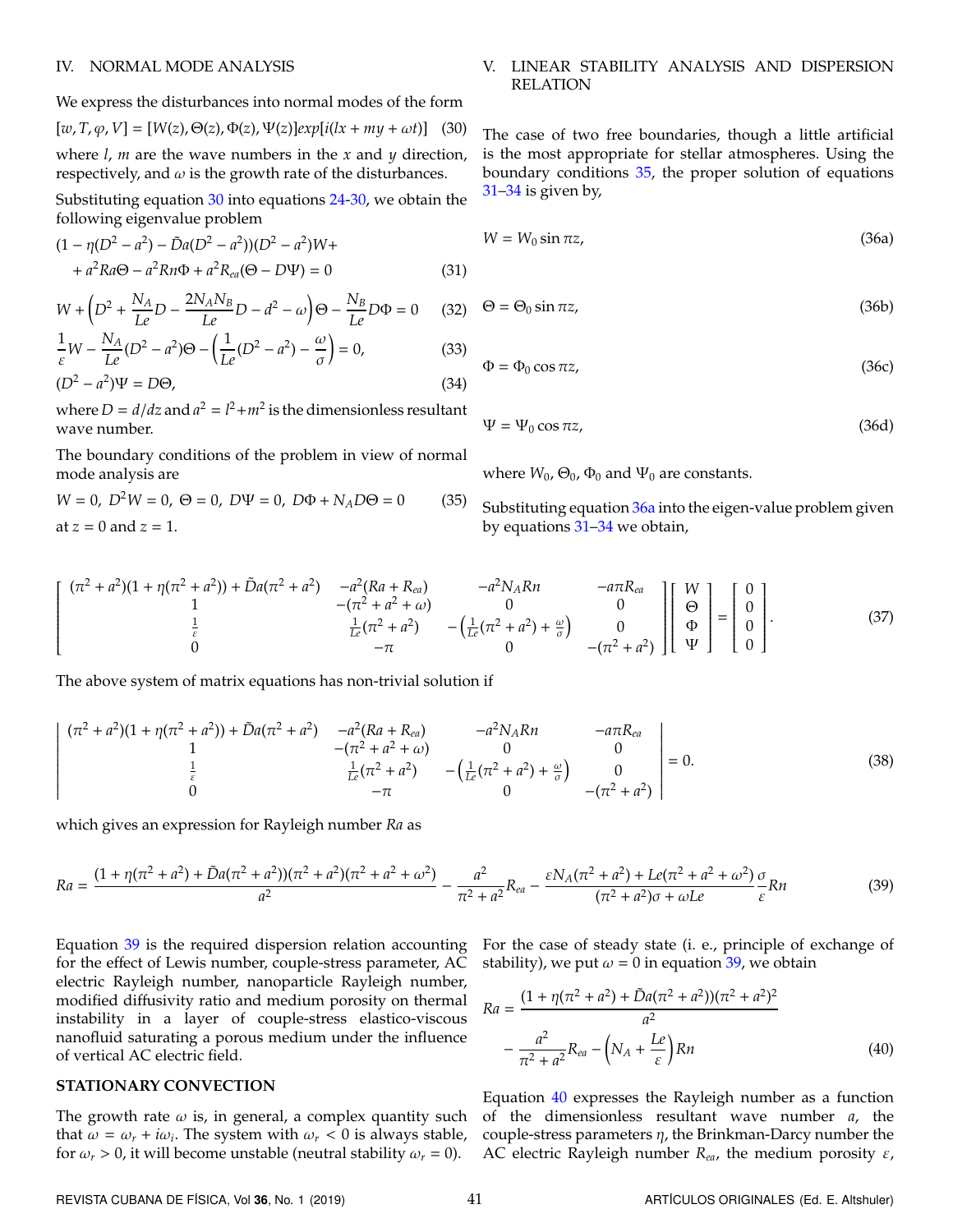## IV. NORMAL MODE ANALYSIS

We express the disturbances into normal modes of the form

$$[w, T, \varphi, V] = [W(z), \Theta(z), \Phi(z), \Psi(z)]exp[i(lx + my + \omega t)] \quad (30)$$

where $l$, $m$ are the wave numbers in the $x$ and $y$ direction, respectively, and $\omega$ is the growth rate of the disturbances.

Substituting equation 30 into equations 24-30, we obtain the following eigenvalue problem

$$(1 - \eta(D^2 - a^2) - \tilde{D}a(D^2 - a^2))(D^2 - a^2)W + \\ + a^2 Ra\Theta - a^2 Rn\Phi + a^2 R_{ea}(\Theta - D\Psi) = 0 \quad (31)$$

$$W + \left(D^2 + \frac{N_A}{Le}D - \frac{2N_A N_B}{Le}D - d^2 - \omega\right)\Theta - \frac{N_B}{Le}D\Phi = 0 \quad (32)$$

$$\frac{1}{\varepsilon}W - \frac{N_A}{Le}(D^2 - a^2)\Theta - \left(\frac{1}{Le}(D^2 - a^2) - \frac{\omega}{\sigma}\right) = 0, \quad (33)$$

$$(D^2 - a^2)\Psi = D\Theta, \quad (34)$$

where $D = d/dz$ and $a^2 = l^2 + m^2$ is the dimensionless resultant wave number.

The boundary conditions of the problem in view of normal mode analysis are

$$W = 0,\ D^2W = 0,\ \Theta = 0,\ D\Psi = 0,\ D\Phi + N_A D\Theta = 0 \quad (35)$$

at $z = 0$ and $z = 1$.

## V. LINEAR STABILITY ANALYSIS AND DISPERSION RELATION

The case of two free boundaries, though a little artificial is the most appropriate for stellar atmospheres. Using the boundary conditions 35, the proper solution of equations 31–34 is given by,

$$W = W_0 \sin \pi z, \quad (36a)$$

$$\Theta = \Theta_0 \sin \pi z, \quad (36b)$$

$$\Phi = \Phi_0 \cos \pi z, \quad (36c)$$

$$\Psi = \Psi_0 \cos \pi z, \quad (36d)$$

where $W_0$, $\Theta_0$, $\Phi_0$ and $\Psi_0$ are constants.

Substituting equation 36a into the eigen-value problem given by equations 31–34 we obtain,

$$\begin{bmatrix} (\pi^2+a^2)(1+\eta(\pi^2+a^2)) + \tilde{D}a(\pi^2+a^2) & -a^2(Ra+R_{ea}) & -a^2 N_A Rn & -a\pi R_{ea} \\ 1 & -(\pi^2+a^2+\omega) & 0 & 0 \\ \frac{1}{\varepsilon} & \frac{1}{Le}(\pi^2+a^2) & -\left(\frac{1}{Le}(\pi^2+a^2)+\frac{\omega}{\sigma}\right) & 0 \\ 0 & -\pi & 0 & -(\pi^2+a^2) \end{bmatrix} \begin{bmatrix} W \\ \Theta \\ \Phi \\ \Psi \end{bmatrix} = \begin{bmatrix} 0 \\ 0 \\ 0 \\ 0 \end{bmatrix}. \quad (37)$$

The above system of matrix equations has non-trivial solution if

$$\begin{vmatrix} (\pi^2+a^2)(1+\eta(\pi^2+a^2)) + \tilde{D}a(\pi^2+a^2) & -a^2(Ra+R_{ea}) & -a^2 N_A Rn & -a\pi R_{ea} \\ 1 & -(\pi^2+a^2+\omega) & 0 & 0 \\ \frac{1}{\varepsilon} & \frac{1}{Le}(\pi^2+a^2) & -\left(\frac{1}{Le}(\pi^2+a^2)+\frac{\omega}{\sigma}\right) & 0 \\ 0 & -\pi & 0 & -(\pi^2+a^2) \end{vmatrix} = 0. \quad (38)$$

which gives an expression for Rayleigh number $Ra$ as

$$Ra = \frac{(1+\eta(\pi^2+a^2)+\tilde{D}a(\pi^2+a^2))(\pi^2+a^2)(\pi^2+a^2+\omega^2)}{a^2} - \frac{a^2}{\pi^2+a^2}R_{ea} - \frac{\varepsilon N_A(\pi^2+a^2) + Le(\pi^2+a^2+\omega^2)}{(\pi^2+a^2)\sigma + \omega Le}\frac{\sigma}{\varepsilon}Rn \quad (39)$$

Equation 39 is the required dispersion relation accounting for the effect of Lewis number, couple-stress parameter, AC electric Rayleigh number, nanoparticle Rayleigh number, modified diffusivity ratio and medium porosity on thermal instability in a layer of couple-stress elastico-viscous nanofluid saturating a porous medium under the influence of vertical AC electric field.

### STATIONARY CONVECTION

The growth rate $\omega$ is, in general, a complex quantity such that $\omega = \omega_r + i\omega_i$. The system with $\omega_r < 0$ is always stable, for $\omega_r > 0$, it will become unstable (neutral stability $\omega_r = 0$).

For the case of steady state (i. e., principle of exchange of stability), we put $\omega = 0$ in equation 39, we obtain

$$Ra = \frac{(1+\eta(\pi^2+a^2)+\tilde{D}a(\pi^2+a^2))(\pi^2+a^2)^2}{a^2} \\ - \frac{a^2}{\pi^2+a^2}R_{ea} - \left(N_A + \frac{Le}{\varepsilon}\right)Rn \quad (40)$$

Equation 40 expresses the Rayleigh number as a function of the dimensionless resultant wave number $a$, the couple-stress parameters $\eta$, the Brinkman-Darcy number the AC electric Rayleigh number $R_{ea}$, the medium porosity $\varepsilon$,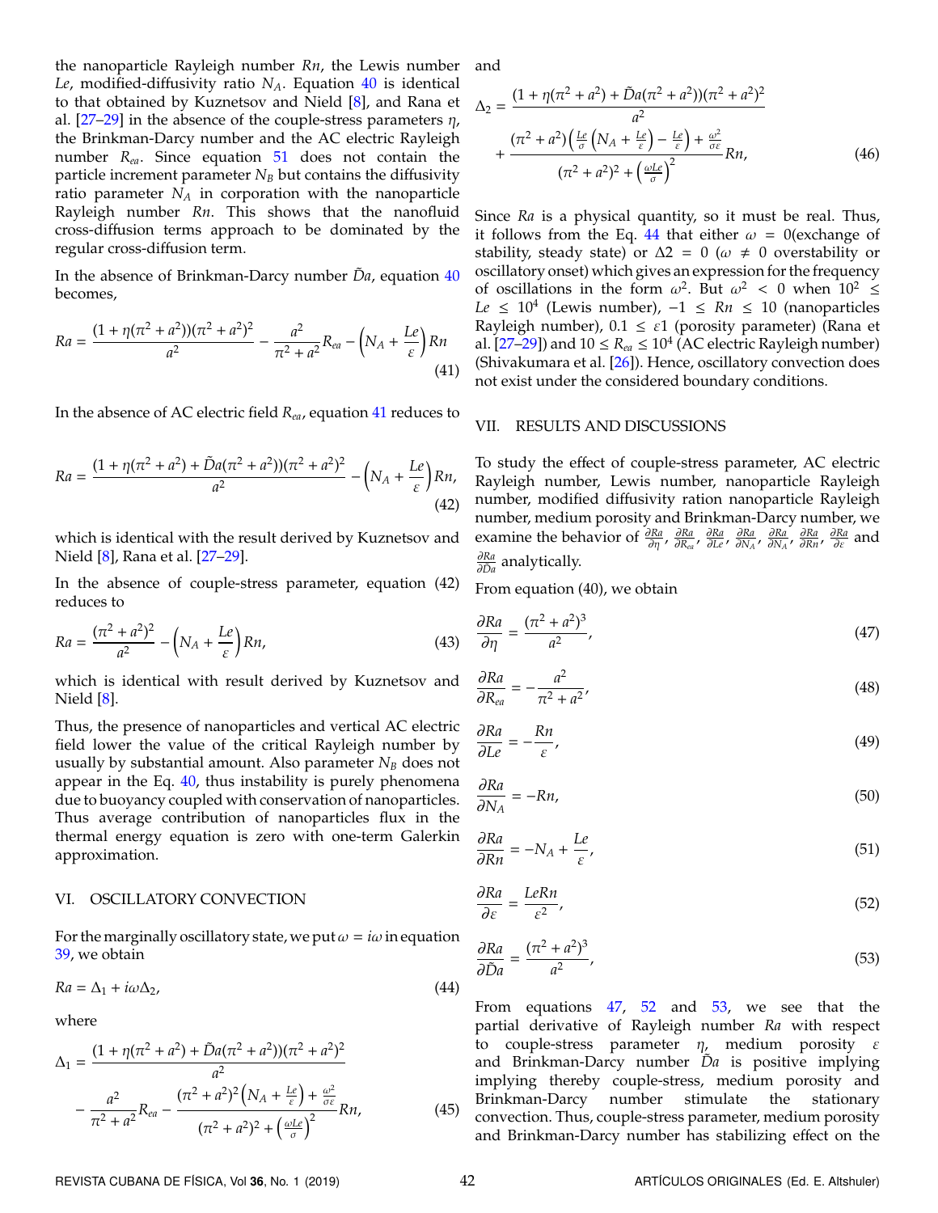the nanoparticle Rayleigh number $Rn$, the Lewis number $Le$, modified-diffusivity ratio $N_A$. Equation 40 is identical to that obtained by Kuznetsov and Nield [8], and Rana et al. [27–29] in the absence of the couple-stress parameters $\eta$, the Brinkman-Darcy number and the AC electric Rayleigh number $R_{ea}$. Since equation 51 does not contain the particle increment parameter $N_B$ but contains the diffusivity ratio parameter $N_A$ in corporation with the nanoparticle Rayleigh number $Rn$. This shows that the nanofluid cross-diffusion terms approach to be dominated by the regular cross-diffusion term.

In the absence of Brinkman-Darcy number $\tilde{D}a$, equation 40 becomes,

$$Ra = \frac{(1+\eta(\pi^2+a^2))(\pi^2+a^2)^2}{a^2} - \frac{a^2}{\pi^2+a^2}R_{ea} - \left(N_A + \frac{Le}{\varepsilon}\right)Rn \tag{41}$$

In the absence of AC electric field $R_{ea}$, equation 41 reduces to

$$Ra = \frac{(1+\eta(\pi^2+a^2)+\tilde{D}a(\pi^2+a^2))(\pi^2+a^2)^2}{a^2} - \left(N_A + \frac{Le}{\varepsilon}\right)Rn, \tag{42}$$

which is identical with the result derived by Kuznetsov and Nield [8], Rana et al. [27–29].

In the absence of couple-stress parameter, equation (42) reduces to

$$Ra = \frac{(\pi^2+a^2)^2}{a^2} - \left(N_A + \frac{Le}{\varepsilon}\right)Rn, \tag{43}$$

which is identical with result derived by Kuznetsov and Nield [8].

Thus, the presence of nanoparticles and vertical AC electric field lower the value of the critical Rayleigh number by usually by substantial amount. Also parameter $N_B$ does not appear in the Eq. 40, thus instability is purely phenomena due to buoyancy coupled with conservation of nanoparticles. Thus average contribution of nanoparticles flux in the thermal energy equation is zero with one-term Galerkin approximation.

## VI. OSCILLATORY CONVECTION

For the marginally oscillatory state, we put $\omega = i\omega$ in equation 39, we obtain

$$Ra = \Delta_1 + i\omega\Delta_2, \tag{44}$$

where

$$\Delta_1 = \frac{(1+\eta(\pi^2+a^2)+\tilde{D}a(\pi^2+a^2))(\pi^2+a^2)^2}{a^2} - \frac{a^2}{\pi^2+a^2}R_{ea} - \frac{(\pi^2+a^2)^2\left(N_A + \frac{Le}{\varepsilon}\right) + \frac{\omega^2}{\sigma\varepsilon}}{(\pi^2+a^2)^2 + \left(\frac{\omega Le}{\sigma}\right)^2}Rn, \tag{45}$$

and

$$\Delta_2 = \frac{(1+\eta(\pi^2+a^2)+\tilde{D}a(\pi^2+a^2))(\pi^2+a^2)^2}{a^2} + \frac{(\pi^2+a^2)\left(\frac{Le}{\sigma}\left(N_A + \frac{Le}{\varepsilon}\right) - \frac{Le}{\varepsilon}\right) + \frac{\omega^2}{\sigma\varepsilon}}{(\pi^2+a^2)^2 + \left(\frac{\omega Le}{\sigma}\right)^2}Rn, \tag{46}$$

Since $Ra$ is a physical quantity, so it must be real. Thus, it follows from the Eq. 44 that either $\omega = 0$(exchange of stability, steady state) or $\Delta 2 = 0$ ($\omega \neq 0$ overstability or oscillatory onset) which gives an expression for the frequency of oscillations in the form $\omega^2$. But $\omega^2 < 0$ when $10^2 \leq Le \leq 10^4$ (Lewis number), $-1 \leq Rn \leq 10$ (nanoparticles Rayleigh number), $0.1 \leq \varepsilon 1$ (porosity parameter) (Rana et al. [27–29]) and $10 \leq R_{ea} \leq 10^4$ (AC electric Rayleigh number) (Shivakumara et al. [26]). Hence, oscillatory convection does not exist under the considered boundary conditions.

## VII. RESULTS AND DISCUSSIONS

To study the effect of couple-stress parameter, AC electric Rayleigh number, Lewis number, nanoparticle Rayleigh number, modified diffusivity ration nanoparticle Rayleigh number, medium porosity and Brinkman-Darcy number, we examine the behavior of $\frac{\partial Ra}{\partial \eta}$, $\frac{\partial Ra}{\partial R_{ea}}$, $\frac{\partial Ra}{\partial Le}$, $\frac{\partial Ra}{\partial N_A}$, $\frac{\partial Ra}{\partial N_A}$, $\frac{\partial Ra}{\partial Rn}$, $\frac{\partial Ra}{\partial \varepsilon}$ and $\frac{\partial Ra}{\partial \tilde{D}a}$ analytically.

From equation (40), we obtain

$$\frac{\partial Ra}{\partial \eta} = \frac{(\pi^2+a^2)^3}{a^2}, \tag{47}$$

$$\frac{\partial Ra}{\partial R_{ea}} = -\frac{a^2}{\pi^2+a^2}, \tag{48}$$

$$\frac{\partial Ra}{\partial Le} = -\frac{Rn}{\varepsilon}, \tag{49}$$

$$\frac{\partial Ra}{\partial N_A} = -Rn, \tag{50}$$

$$\frac{\partial Ra}{\partial Rn} = -N_A + \frac{Le}{\varepsilon}, \tag{51}$$

$$\frac{\partial Ra}{\partial \varepsilon} = \frac{LeRn}{\varepsilon^2}, \tag{52}$$

$$\frac{\partial Ra}{\partial \tilde{D}a} = \frac{(\pi^2+a^2)^3}{a^2}, \tag{53}$$

From equations 47, 52 and 53, we see that the partial derivative of Rayleigh number $Ra$ with respect to couple-stress parameter $\eta$, medium porosity $\varepsilon$ and Brinkman-Darcy number $\tilde{D}a$ is positive implying implying thereby couple-stress, medium porosity and Brinkman-Darcy number stimulate the stationary convection. Thus, couple-stress parameter, medium porosity and Brinkman-Darcy number has stabilizing effect on the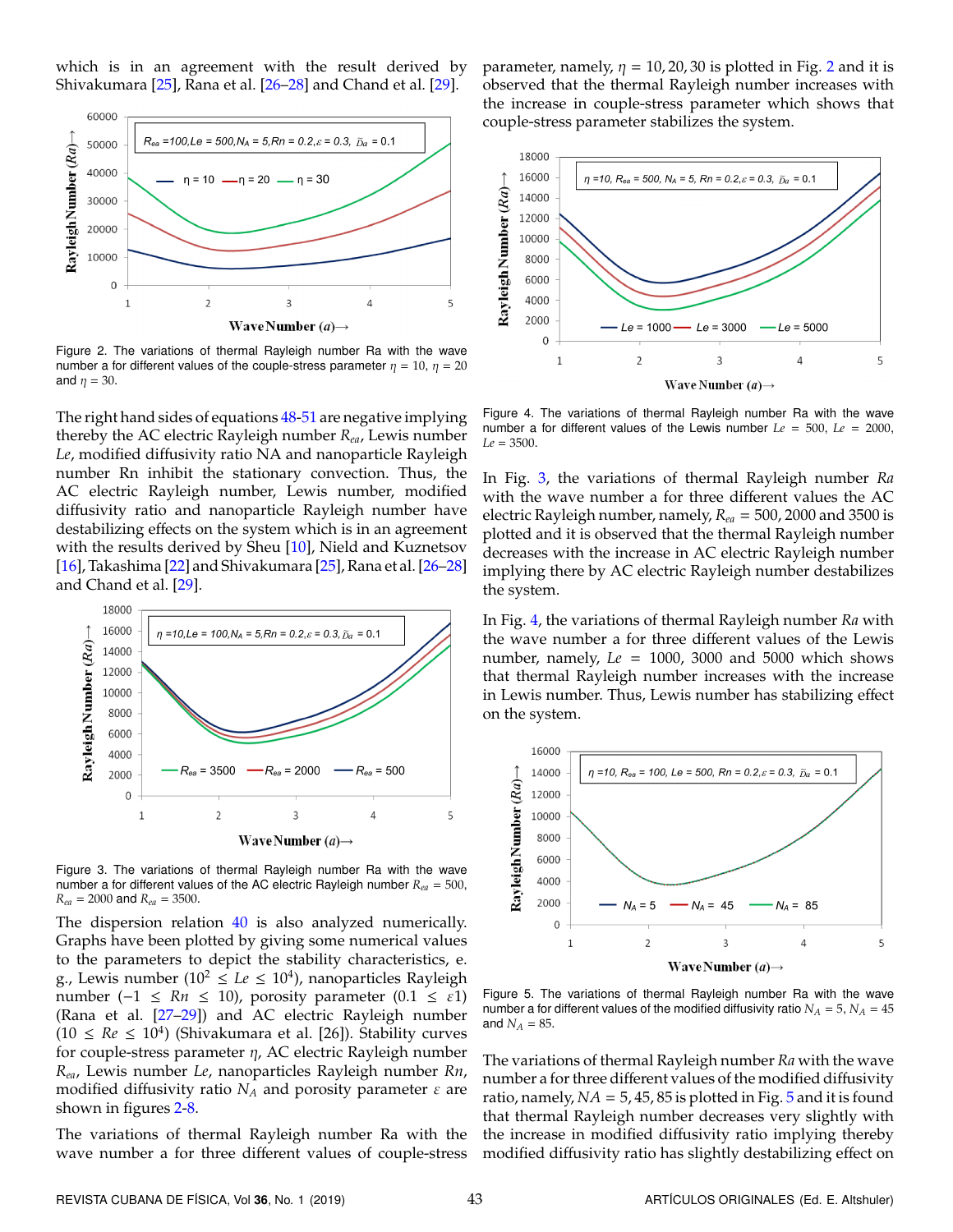which is in an agreement with the result derived by Shivakumara [25], Rana et al. [26–28] and Chand et al. [29].

Figure 2. The variations of thermal Rayleigh number Ra with the wave number a for different values of the couple-stress parameter $\eta$ = 10, $\eta$ = 20 and $\eta$ = 30.

The right hand sides of equations 48-51 are negative implying thereby the AC electric Rayleigh number $R_{ea}$, Lewis number $Le$, modified diffusivity ratio NA and nanoparticle Rayleigh number Rn inhibit the stationary convection. Thus, the AC electric Rayleigh number, Lewis number, modified diffusivity ratio and nanoparticle Rayleigh number have destabilizing effects on the system which is in an agreement with the results derived by Sheu [10], Nield and Kuznetsov [16], Takashima [22] and Shivakumara [25], Rana et al. [26–28] and Chand et al. [29].

Figure 3. The variations of thermal Rayleigh number Ra with the wave number a for different values of the AC electric Rayleigh number $R_{ea}$ = 500, $R_{ea}$ = 2000 and $R_{ea}$ = 3500.

The dispersion relation 40 is also analyzed numerically. Graphs have been plotted by giving some numerical values to the parameters to depict the stability characteristics, e. g., Lewis number ($10^2 \leq Le \leq 10^4$), nanoparticles Rayleigh number ($-1 \leq Rn \leq 10$), porosity parameter ($0.1 \leq \varepsilon 1$) (Rana et al. [27–29]) and AC electric Rayleigh number ($10 \leq Re \leq 10^4$) (Shivakumara et al. [26]). Stability curves for couple-stress parameter $\eta$, AC electric Rayleigh number $R_{ea}$, Lewis number $Le$, nanoparticles Rayleigh number $Rn$, modified diffusivity ratio $N_A$ and porosity parameter $\varepsilon$ are shown in figures 2-8.

The variations of thermal Rayleigh number Ra with the wave number a for three different values of couple-stress parameter, namely, $\eta = 10, 20, 30$ is plotted in Fig. 2 and it is observed that the thermal Rayleigh number increases with the increase in couple-stress parameter which shows that couple-stress parameter stabilizes the system.

Figure 4. The variations of thermal Rayleigh number Ra with the wave number a for different values of the Lewis number $Le$ = 500, $Le$ = 2000, $Le$ = 3500.

In Fig. 3, the variations of thermal Rayleigh number $Ra$ with the wave number a for three different values the AC electric Rayleigh number, namely, $R_{ea}$ = 500, 2000 and 3500 is plotted and it is observed that the thermal Rayleigh number decreases with the increase in AC electric Rayleigh number implying there by AC electric Rayleigh number destabilizes the system.

In Fig. 4, the variations of thermal Rayleigh number $Ra$ with the wave number a for three different values of the Lewis number, namely, $Le$ = 1000, 3000 and 5000 which shows that thermal Rayleigh number increases with the increase in Lewis number. Thus, Lewis number has stabilizing effect on the system.

Figure 5. The variations of thermal Rayleigh number Ra with the wave number a for different values of the modified diffusivity ratio $N_A$ = 5, $N_A$ = 45 and $N_A$ = 85.

The variations of thermal Rayleigh number $Ra$ with the wave number a for three different values of the modified diffusivity ratio, namely, $NA$ = 5, 45, 85 is plotted in Fig. 5 and it is found that thermal Rayleigh number decreases very slightly with the increase in modified diffusivity ratio implying thereby modified diffusivity ratio has slightly destabilizing effect on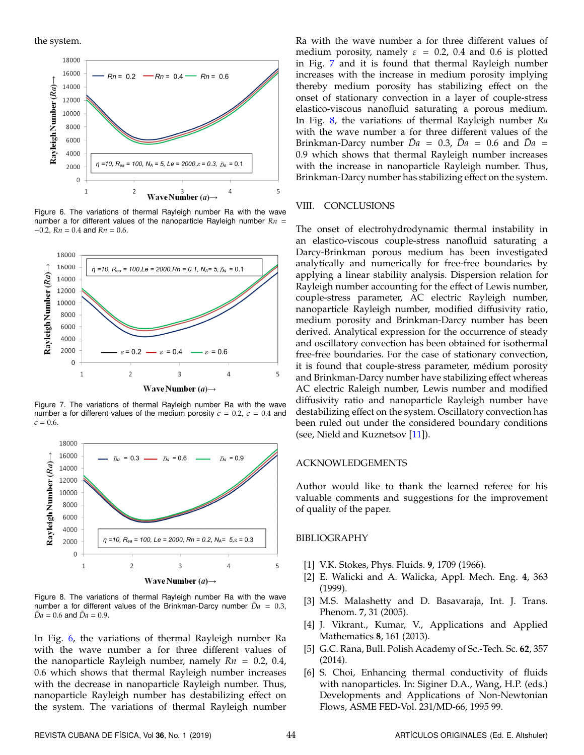the system.

Figure 6. The variations of thermal Rayleigh number Ra with the wave number a for different values of the nanoparticle Rayleigh number $Rn = -0.2$, $Rn = 0.4$ and $Rn = 0.6$.

Figure 7. The variations of thermal Rayleigh number Ra with the wave number a for different values of the medium porosity $\epsilon = 0.2$, $\epsilon = 0.4$ and $\epsilon = 0.6$.

Figure 8. The variations of thermal Rayleigh number Ra with the wave number a for different values of the Brinkman-Darcy number $\tilde{D}a = 0.3$, $\tilde{D}a = 0.6$ and $\tilde{D}a = 0.9$.

In Fig. 6, the variations of thermal Rayleigh number Ra with the wave number a for three different values of the nanoparticle Rayleigh number, namely $Rn = 0.2$, 0.4, 0.6 which shows that thermal Rayleigh number increases with the decrease in nanoparticle Rayleigh number. Thus, nanoparticle Rayleigh number has destabilizing effect on the system. The variations of thermal Rayleigh number Ra with the wave number a for three different values of medium porosity, namely $\varepsilon = 0.2$, 0.4 and 0.6 is plotted in Fig. 7 and it is found that thermal Rayleigh number increases with the increase in medium porosity implying thereby medium porosity has stabilizing effect on the onset of stationary convection in a layer of couple-stress elastico-viscous nanofluid saturating a porous medium. In Fig. 8, the variations of thermal Rayleigh number $Ra$ with the wave number a for three different values of the Brinkman-Darcy number $\tilde{D}a = 0.3$, $\tilde{D}a = 0.6$ and $\tilde{D}a = 0.9$ which shows that thermal Rayleigh number increases with the increase in nanoparticle Rayleigh number. Thus, Brinkman-Darcy number has stabilizing effect on the system.

## VIII. CONCLUSIONS

The onset of electrohydrodynamic thermal instability in an elastico-viscous couple-stress nanofluid saturating a Darcy-Brinkman porous medium has been investigated analytically and numerically for free-free boundaries by applying a linear stability analysis. Dispersion relation for Rayleigh number accounting for the effect of Lewis number, couple-stress parameter, AC electric Rayleigh number, nanoparticle Rayleigh number, modified diffusivity ratio, medium porosity and Brinkman-Darcy number has been derived. Analytical expression for the occurrence of steady and oscillatory convection has been obtained for isothermal free-free boundaries. For the case of stationary convection, it is found that couple-stress parameter, médium porosity and Brinkman-Darcy number have stabilizing effect whereas AC electric Raleigh number, Lewis number and modified diffusivity ratio and nanoparticle Rayleigh number have destabilizing effect on the system. Oscillatory convection has been ruled out under the considered boundary conditions (see, Nield and Kuznetsov [11]).

## ACKNOWLEDGEMENTS

Author would like to thank the learned referee for his valuable comments and suggestions for the improvement of quality of the paper.

## BIBLIOGRAPHY

[1] V.K. Stokes, Phys. Fluids. **9**, 1709 (1966).

[2] E. Walicki and A. Walicka, Appl. Mech. Eng. **4**, 363 (1999).

[3] M.S. Malashetty and D. Basavaraja, Int. J. Trans. Phenom. **7**, 31 (2005).

[4] J. Vikrant., Kumar, V., Applications and Applied Mathematics **8**, 161 (2013).

[5] G.C. Rana, Bull. Polish Academy of Sc.-Tech. Sc. **62**, 357 (2014).

[6] S. Choi, Enhancing thermal conductivity of fluids with nanoparticles. In: Siginer D.A., Wang, H.P. (eds.) Developments and Applications of Non-Newtonian Flows, ASME FED-Vol. 231/MD-66, 1995 99.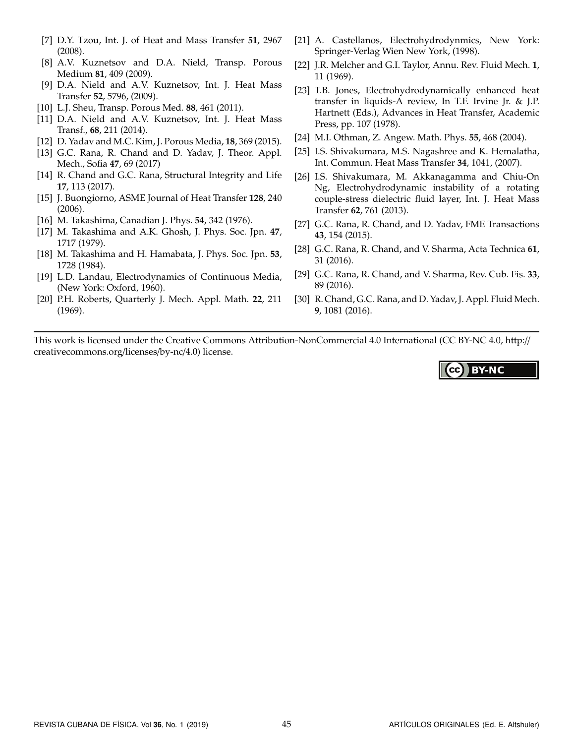[7] D.Y. Tzou, Int. J. of Heat and Mass Transfer **51**, 2967 (2008).

[8] A.V. Kuznetsov and D.A. Nield, Transp. Porous Medium **81**, 409 (2009).

[9] D.A. Nield and A.V. Kuznetsov, Int. J. Heat Mass Transfer **52**, 5796, (2009).

[10] L.J. Sheu, Transp. Porous Med. **88**, 461 (2011).

[11] D.A. Nield and A.V. Kuznetsov, Int. J. Heat Mass Transf., **68**, 211 (2014).

[12] D. Yadav and M.C. Kim, J. Porous Media, **18**, 369 (2015).

[13] G.C. Rana, R. Chand and D. Yadav, J. Theor. Appl. Mech., Sofia **47**, 69 (2017)

[14] R. Chand and G.C. Rana, Structural Integrity and Life **17**, 113 (2017).

[15] J. Buongiorno, ASME Journal of Heat Transfer **128**, 240 (2006).

[16] M. Takashima, Canadian J. Phys. **54**, 342 (1976).

[17] M. Takashima and A.K. Ghosh, J. Phys. Soc. Jpn. **47**, 1717 (1979).

[18] M. Takashima and H. Hamabata, J. Phys. Soc. Jpn. **53**, 1728 (1984).

[19] L.D. Landau, Electrodynamics of Continuous Media, (New York: Oxford, 1960).

[20] P.H. Roberts, Quarterly J. Mech. Appl. Math. **22**, 211 (1969).

[21] A. Castellanos, Electrohydrodynmics, New York: Springer-Verlag Wien New York, (1998).

[22] J.R. Melcher and G.I. Taylor, Annu. Rev. Fluid Mech. **1**, 11 (1969).

[23] T.B. Jones, Electrohydrodynamically enhanced heat transfer in liquids-A review, In T.F. Irvine Jr. & J.P. Hartnett (Eds.), Advances in Heat Transfer, Academic Press, pp. 107 (1978).

[24] M.I. Othman, Z. Angew. Math. Phys. **55**, 468 (2004).

[25] I.S. Shivakumara, M.S. Nagashree and K. Hemalatha, Int. Commun. Heat Mass Transfer **34**, 1041, (2007).

[26] I.S. Shivakumara, M. Akkanagamma and Chiu-On Ng, Electrohydrodynamic instability of a rotating couple-stress dielectric fluid layer, Int. J. Heat Mass Transfer **62**, 761 (2013).

[27] G.C. Rana, R. Chand, and D. Yadav, FME Transactions **43**, 154 (2015).

[28] G.C. Rana, R. Chand, and V. Sharma, Acta Technica **61**, 31 (2016).

[29] G.C. Rana, R. Chand, and V. Sharma, Rev. Cub. Fis. **33**, 89 (2016).

[30] R. Chand, G.C. Rana, and D. Yadav, J. Appl. Fluid Mech. **9**, 1081 (2016).

---

This work is licensed under the Creative Commons Attribution-NonCommercial 4.0 International (CC BY-NC 4.0, http://creativecommons.org/licenses/by-nc/4.0) license.